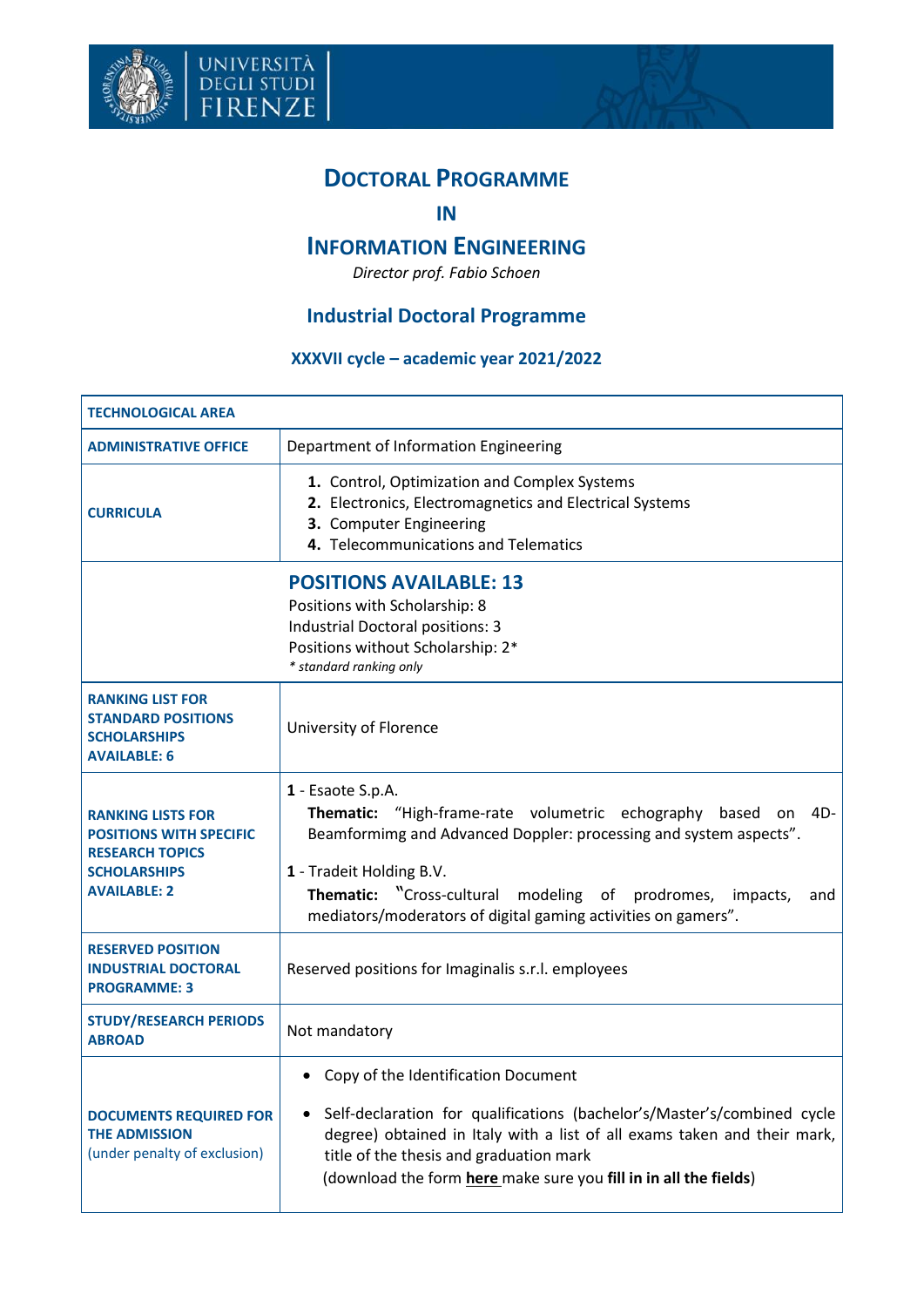# Doctoral Programme

# in

# Information Engineering

*Director prof. Fabio Schoen*

## Industrial Doctoral Programme

### XXXVII cycle – academic year 2021/2022

| TECHNOLOGICAL AREA | |
|---|---|
| ADMINISTRATIVE OFFICE | Department of Information Engineering |
| CURRICULA | **1.** Control, Optimization and Complex Systems<br>**2.** Electronics, Electromagnetics and Electrical Systems<br>**3.** Computer Engineering<br>**4.** Telecommunications and Telematics |
| | **POSITIONS AVAILABLE: 13**<br>Positions with Scholarship: 8<br>Industrial Doctoral positions: 3<br>Positions without Scholarship: 2*<br>*\* standard ranking only* |
| RANKING LIST FOR STANDARD POSITIONS SCHOLARSHIPS AVAILABLE: 6 | University of Florence |
| RANKING LISTS FOR POSITIONS WITH SPECIFIC RESEARCH TOPICS SCHOLARSHIPS AVAILABLE: 2 | **1** - Esaote S.p.A.<br>**Thematic:** "High-frame-rate volumetric echography based on 4D-Beamformimg and Advanced Doppler: processing and system aspects".<br>**1** - Tradeit Holding B.V.<br>**Thematic:** "Cross-cultural modeling of prodromes, impacts, and mediators/moderators of digital gaming activities on gamers". |
| RESERVED POSITION INDUSTRIAL DOCTORAL PROGRAMME: 3 | Reserved positions for Imaginalis s.r.l. employees |
| STUDY/RESEARCH PERIODS ABROAD | Not mandatory |
| DOCUMENTS REQUIRED FOR THE ADMISSION (under penalty of exclusion) | • Copy of the Identification Document<br>• Self-declaration for qualifications (bachelor's/Master's/combined cycle degree) obtained in Italy with a list of all exams taken and their mark, title of the thesis and graduation mark (download the form **here** make sure you **fill in in all the fields**) |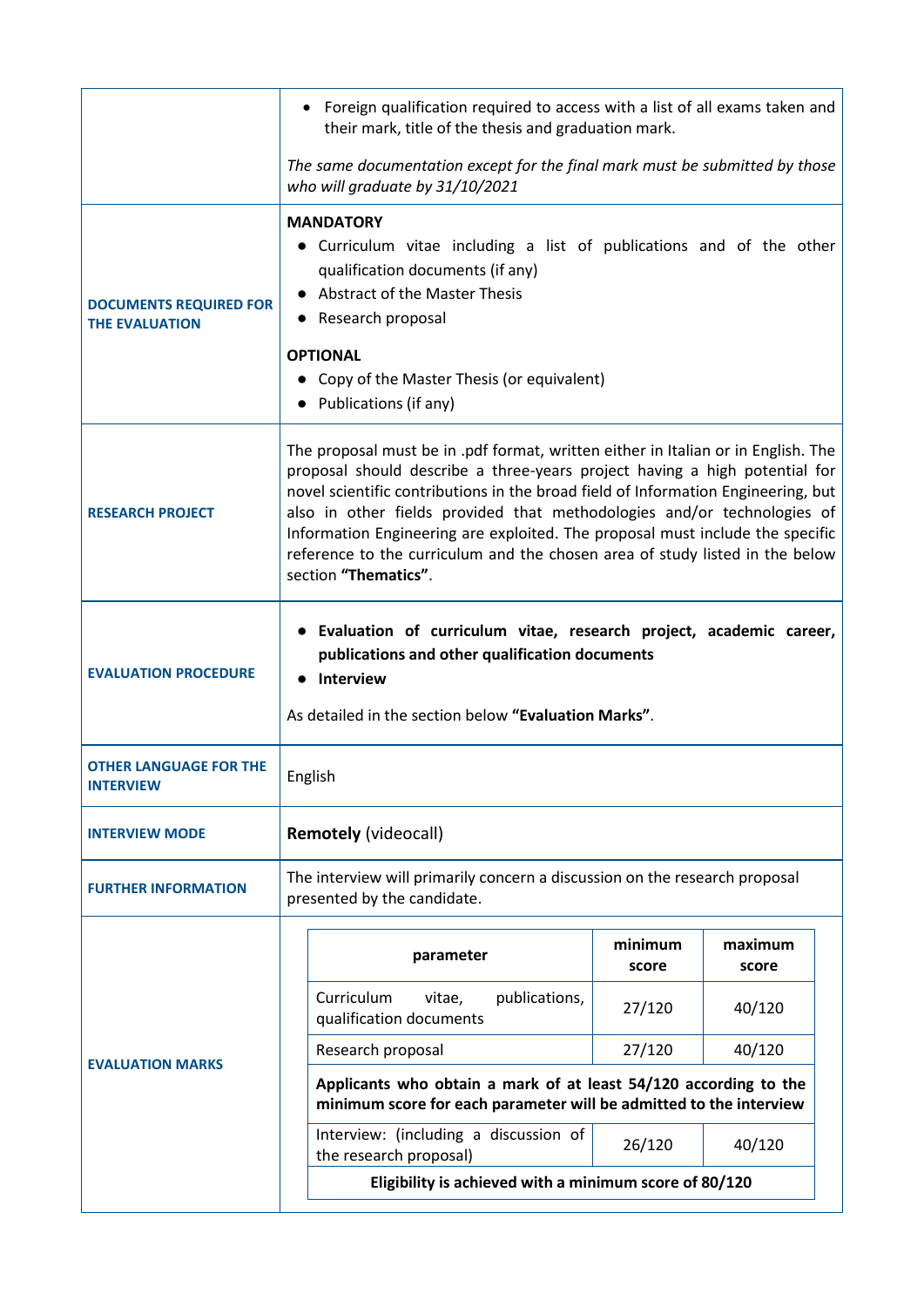| | |
|---|---|
| | • Foreign qualification required to access with a list of all exams taken and their mark, title of the thesis and graduation mark.<br><br>*The same documentation except for the final mark must be submitted by those who will graduate by 31/10/2021* |
| **DOCUMENTS REQUIRED FOR THE EVALUATION** | **MANDATORY**<br>• Curriculum vitae including a list of publications and of the other qualification documents (if any)<br>• Abstract of the Master Thesis<br>• Research proposal<br><br>**OPTIONAL**<br>• Copy of the Master Thesis (or equivalent)<br>• Publications (if any) |
| **RESEARCH PROJECT** | The proposal must be in .pdf format, written either in Italian or in English. The proposal should describe a three-years project having a high potential for novel scientific contributions in the broad field of Information Engineering, but also in other fields provided that methodologies and/or technologies of Information Engineering are exploited. The proposal must include the specific reference to the curriculum and the chosen area of study listed in the below section **"Thematics"**. |
| **EVALUATION PROCEDURE** | • **Evaluation of curriculum vitae, research project, academic career, publications and other qualification documents**<br>• **Interview**<br><br>As detailed in the section below **"Evaluation Marks"**. |
| **OTHER LANGUAGE FOR THE INTERVIEW** | English |
| **INTERVIEW MODE** | **Remotely** (videocall) |
| **FURTHER INFORMATION** | The interview will primarily concern a discussion on the research proposal presented by the candidate. |
| **EVALUATION MARKS** | (see table below) |

**EVALUATION MARKS**

| parameter | minimum score | maximum score |
|---|---|---|
| Curriculum vitae, publications, qualification documents | 27/120 | 40/120 |
| Research proposal | 27/120 | 40/120 |
| **Applicants who obtain a mark of at least 54/120 according to the minimum score for each parameter will be admitted to the interview** | | |
| Interview: (including a discussion of the research proposal) | 26/120 | 40/120 |
| **Eligibility is achieved with a minimum score of 80/120** | | |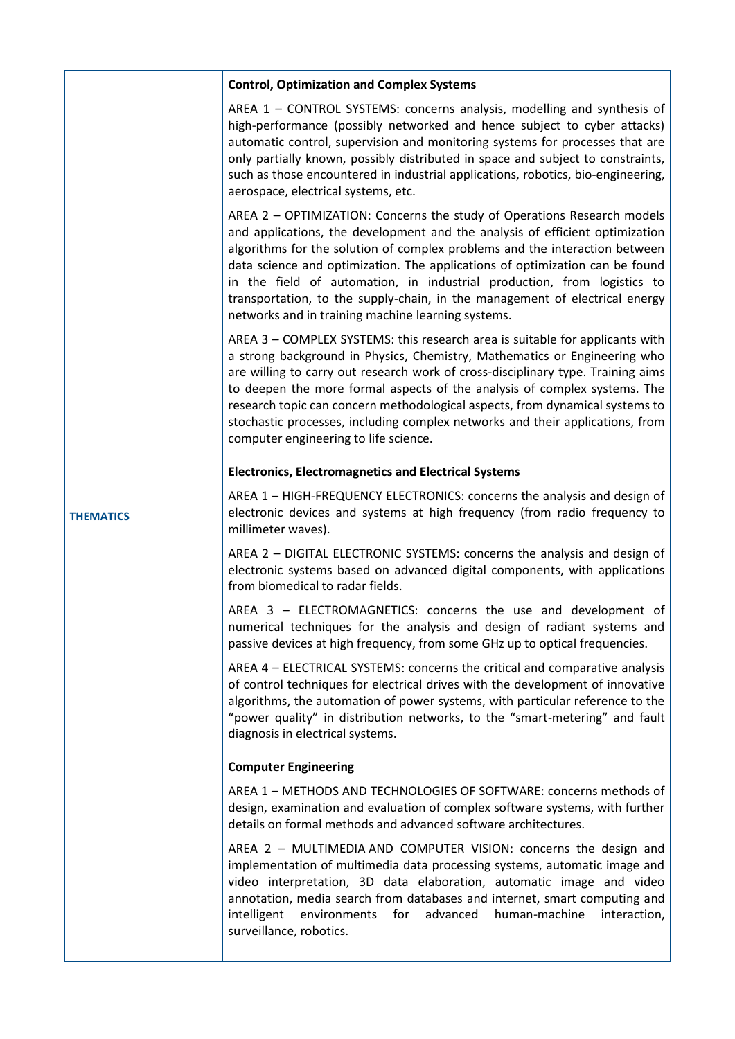| | |
|---|---|
| **THEMATICS** | **Control, Optimization and Complex Systems**<br><br>AREA 1 – CONTROL SYSTEMS: concerns analysis, modelling and synthesis of high-performance (possibly networked and hence subject to cyber attacks) automatic control, supervision and monitoring systems for processes that are only partially known, possibly distributed in space and subject to constraints, such as those encountered in industrial applications, robotics, bio-engineering, aerospace, electrical systems, etc.<br><br>AREA 2 – OPTIMIZATION: Concerns the study of Operations Research models and applications, the development and the analysis of efficient optimization algorithms for the solution of complex problems and the interaction between data science and optimization. The applications of optimization can be found in the field of automation, in industrial production, from logistics to transportation, to the supply-chain, in the management of electrical energy networks and in training machine learning systems.<br><br>AREA 3 – COMPLEX SYSTEMS: this research area is suitable for applicants with a strong background in Physics, Chemistry, Mathematics or Engineering who are willing to carry out research work of cross-disciplinary type. Training aims to deepen the more formal aspects of the analysis of complex systems. The research topic can concern methodological aspects, from dynamical systems to stochastic processes, including complex networks and their applications, from computer engineering to life science.<br><br>**Electronics, Electromagnetics and Electrical Systems**<br><br>AREA 1 – HIGH-FREQUENCY ELECTRONICS: concerns the analysis and design of electronic devices and systems at high frequency (from radio frequency to millimeter waves).<br><br>AREA 2 – DIGITAL ELECTRONIC SYSTEMS: concerns the analysis and design of electronic systems based on advanced digital components, with applications from biomedical to radar fields.<br><br>AREA 3 – ELECTROMAGNETICS: concerns the use and development of numerical techniques for the analysis and design of radiant systems and passive devices at high frequency, from some GHz up to optical frequencies.<br><br>AREA 4 – ELECTRICAL SYSTEMS: concerns the critical and comparative analysis of control techniques for electrical drives with the development of innovative algorithms, the automation of power systems, with particular reference to the "power quality" in distribution networks, to the "smart-metering" and fault diagnosis in electrical systems.<br><br>**Computer Engineering**<br><br>AREA 1 – METHODS AND TECHNOLOGIES OF SOFTWARE: concerns methods of design, examination and evaluation of complex software systems, with further details on formal methods and advanced software architectures.<br><br>AREA 2 – MULTIMEDIA AND COMPUTER VISION: concerns the design and implementation of multimedia data processing systems, automatic image and video interpretation, 3D data elaboration, automatic image and video annotation, media search from databases and internet, smart computing and intelligent environments for advanced human-machine interaction, surveillance, robotics. |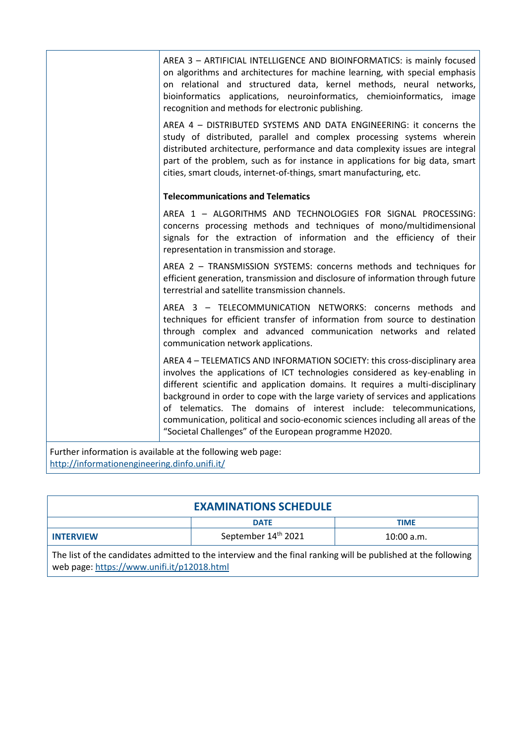| | |
|---|---|
| | AREA 3 – ARTIFICIAL INTELLIGENCE AND BIOINFORMATICS: is mainly focused on algorithms and architectures for machine learning, with special emphasis on relational and structured data, kernel methods, neural networks, bioinformatics applications, neuroinformatics, chemioinformatics, image recognition and methods for electronic publishing.<br><br>AREA 4 – DISTRIBUTED SYSTEMS AND DATA ENGINEERING: it concerns the study of distributed, parallel and complex processing systems wherein distributed architecture, performance and data complexity issues are integral part of the problem, such as for instance in applications for big data, smart cities, smart clouds, internet-of-things, smart manufacturing, etc.<br><br>**Telecommunications and Telematics**<br><br>AREA 1 – ALGORITHMS AND TECHNOLOGIES FOR SIGNAL PROCESSING: concerns processing methods and techniques of mono/multidimensional signals for the extraction of information and the efficiency of their representation in transmission and storage.<br><br>AREA 2 – TRANSMISSION SYSTEMS: concerns methods and techniques for efficient generation, transmission and disclosure of information through future terrestrial and satellite transmission channels.<br><br>AREA 3 – TELECOMMUNICATION NETWORKS: concerns methods and techniques for efficient transfer of information from source to destination through complex and advanced communication networks and related communication network applications.<br><br>AREA 4 – TELEMATICS AND INFORMATION SOCIETY: this cross-disciplinary area involves the applications of ICT technologies considered as key-enabling in different scientific and application domains. It requires a multi-disciplinary background in order to cope with the large variety of services and applications of telematics. The domains of interest include: telecommunications, communication, political and socio-economic sciences including all areas of the "Societal Challenges" of the European programme H2020. |
| Further information is available at the following web page: http://informationengineering.dinfo.unifi.it/ | |

| EXAMINATIONS SCHEDULE | | |
|---|---|---|
| | **DATE** | **TIME** |
| **INTERVIEW** | September 14th 2021 | 10:00 a.m. |
| The list of the candidates admitted to the interview and the final ranking will be published at the following web page: https://www.unifi.it/p12018.html | | |